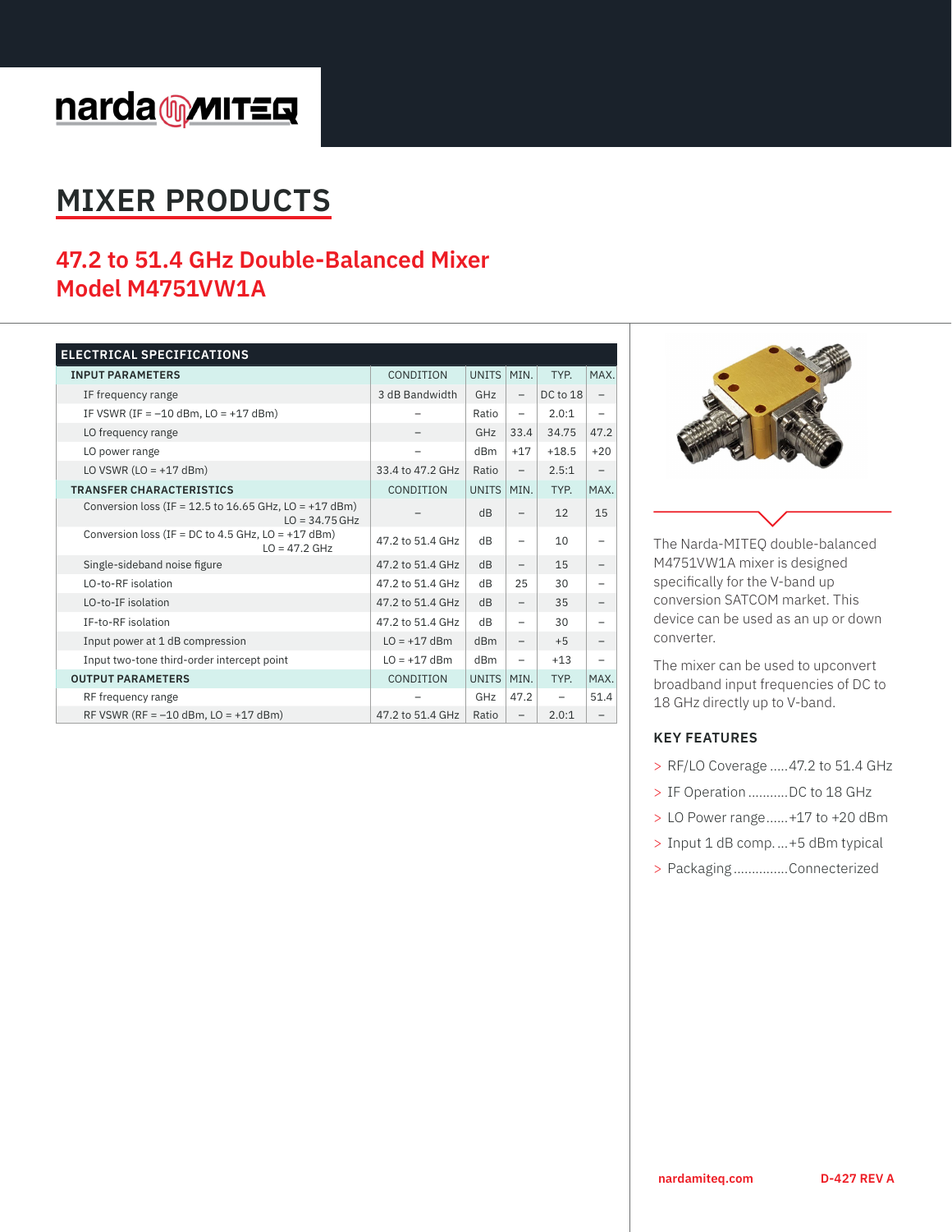# MIXER PRODUCTS

## 47.2 to 51.4 GHz Double-Balanced Mixer
## Model M4751VW1A

| ELECTRICAL SPECIFICATIONS | | | | | |
|---|---|---|---|---|---|
| **INPUT PARAMETERS** | CONDITION | UNITS | MIN. | TYP. | MAX. |
| IF frequency range | 3 dB Bandwidth | GHz | – | DC to 18 | – |
| IF VSWR (IF = –10 dBm, LO = +17 dBm) | – | Ratio | – | 2.0:1 | – |
| LO frequency range | – | GHz | 33.4 | 34.75 | 47.2 |
| LO power range | – | dBm | +17 | +18.5 | +20 |
| LO VSWR (LO = +17 dBm) | 33.4 to 47.2 GHz | Ratio | – | 2.5:1 | – |
| **TRANSFER CHARACTERISTICS** | CONDITION | UNITS | MIN. | TYP. | MAX. |
| Conversion loss (IF = 12.5 to 16.65 GHz, LO = +17 dBm) LO = 34.75 GHz | – | dB | – | 12 | 15 |
| Conversion loss (IF = DC to 4.5 GHz, LO = +17 dBm) LO = 47.2 GHz | 47.2 to 51.4 GHz | dB | – | 10 | – |
| Single-sideband noise figure | 47.2 to 51.4 GHz | dB | – | 15 | – |
| LO-to-RF isolation | 47.2 to 51.4 GHz | dB | 25 | 30 | – |
| LO-to-IF isolation | 47.2 to 51.4 GHz | dB | – | 35 | – |
| IF-to-RF isolation | 47.2 to 51.4 GHz | dB | – | 30 | – |
| Input power at 1 dB compression | LO = +17 dBm | dBm | – | +5 | – |
| Input two-tone third-order intercept point | LO = +17 dBm | dBm | – | +13 | – |
| **OUTPUT PARAMETERS** | CONDITION | UNITS | MIN. | TYP. | MAX. |
| RF frequency range | – | GHz | 47.2 | – | 51.4 |
| RF VSWR (RF = –10 dBm, LO = +17 dBm) | 47.2 to 51.4 GHz | Ratio | – | 2.0:1 | – |

The Narda-MITEQ double-balanced M4751VW1A mixer is designed specifically for the V-band up conversion SATCOM market. This device can be used as an up or down converter.

The mixer can be used to upconvert broadband input frequencies of DC to 18 GHz directly up to V-band.

### KEY FEATURES

- RF/LO Coverage .....47.2 to 51.4 GHz
- IF Operation ...........DC to 18 GHz
- LO Power range......+17 to +20 dBm
- Input 1 dB comp. ...+5 dBm typical
- Packaging ...............Connecterized

nardamiteq.com D-427 REV A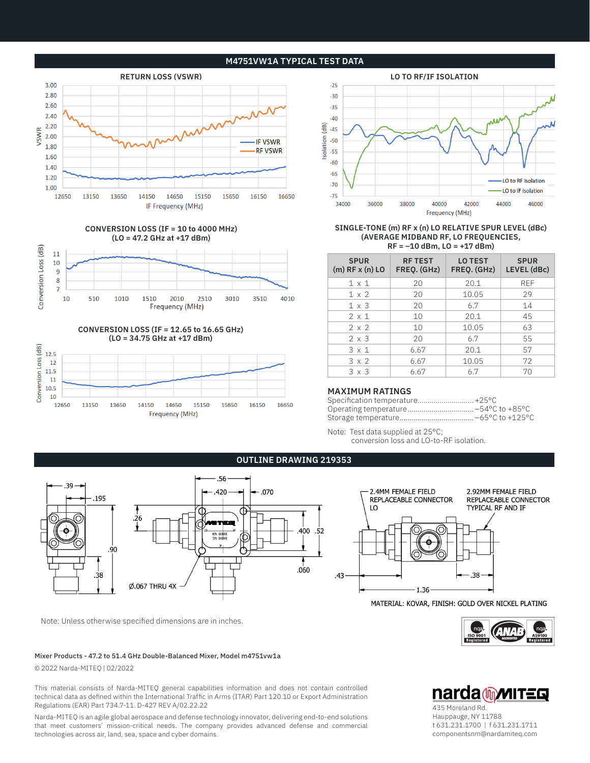## M4751VW1A TYPICAL TEST DATA

RETURN LOSS (VSWR)

VSWR
3.00
2.80
2.60
2.40
2.20
2.00
1.80
1.60
1.40
1.20
1.00
12650 13150 13650 14150 14650 15150 15650 16150 16650
IF Frequency (MHz)
IF VSWR
RF VSWR

LO TO RF/IF ISOLATION

Isolation (dB)
-25
-30
-35
-40
-45
-50
-55
-60
-65
-70
-75
34000 36000 38000 40000 42000 44000 46000
Frequency (MHz)
LO to RF Isolation
LO to IF Isolation

CONVERSION LOSS (IF = 10 to 4000 MHz)
(LO = 47.2 GHz at +17 dBm)

Conversion Loss (dB)
11
10
9
8
7
10 510 1010 1510 2010 2510 3010 3510 4010
Frequency (MHz)

CONVERSION LOSS (IF = 12.65 to 16.65 GHz)
(LO = 34.75 GHz at +17 dBm)

Conversion Loss (dB)
12.5
12
11.5
11
10.5
10
12650 13150 13650 14150 14650 15150 15650 16150 16650
Frequency (MHz)

### SINGLE-TONE (m) RF x (n) LO RELATIVE SPUR LEVEL (dBc)
### (AVERAGE MIDBAND RF, LO FREQUENCIES, RF = –10 dBm, LO = +17 dBm)

| SPUR (m) RF x (n) LO | RF TEST FREQ. (GHz) | LO TEST FREQ. (GHz) | SPUR LEVEL (dBc) |
|---|---|---|---|
| 1 x 1 | 20 | 20.1 | REF |
| 1 x 2 | 20 | 10.05 | 29 |
| 1 x 3 | 20 | 6.7 | 14 |
| 2 x 1 | 10 | 20.1 | 45 |
| 2 x 2 | 10 | 10.05 | 63 |
| 2 x 3 | 20 | 6.7 | 55 |
| 3 x 1 | 6.67 | 20.1 | 57 |
| 3 x 2 | 6.67 | 10.05 | 72 |
| 3 x 3 | 6.67 | 6.7 | 70 |

### MAXIMUM RATINGS

Specification temperature............................ +25°C
Operating temperature................................. –54°C to +85°C
Storage temperature..................................... –65°C to +125°C

Note: Test data supplied at 25°C;
conversion loss and LO-to-RF isolation.

## OUTLINE DRAWING 219353

.39
.195
.90
.38
.56
.420
.070
.26
.400
.52
.060
Ø.067 THRU 4X
2.4MM FEMALE FIELD REPLACEABLE CONNECTOR LO
2.92MM FEMALE FIELD REPLACEABLE CONNECTOR TYPICAL RF AND IF
.43
.38
1.36

MATERIAL: KOVAR, FINISH: GOLD OVER NICKEL PLATING

Note: Unless otherwise specified dimensions are in inches.

**Mixer Products - 47.2 to 51.4 GHz Double-Balanced Mixer, Model m4751vw1a**

© 2022 Narda-MITEQ | 02/2022

This material consists of Narda-MITEQ general capabilities information and does not contain controlled technical data as defined within the International Traffic in Arms (ITAR) Part 120.10 or Export Administration Regulations (EAR) Part 734.7-11. D-427 REV A/02.22.22

Narda-MITEQ is an agile global aerospace and defense technology innovator, delivering end-to-end solutions that meet customers' mission-critical needs. The company provides advanced defense and commercial technologies across air, land, sea, space and cyber domains.

narda MITEQ
435 Moreland Rd.
Hauppauge, NY 11788
t 631.231.1700 | f 631.231.1711
componentsnm@nardamiteq.com